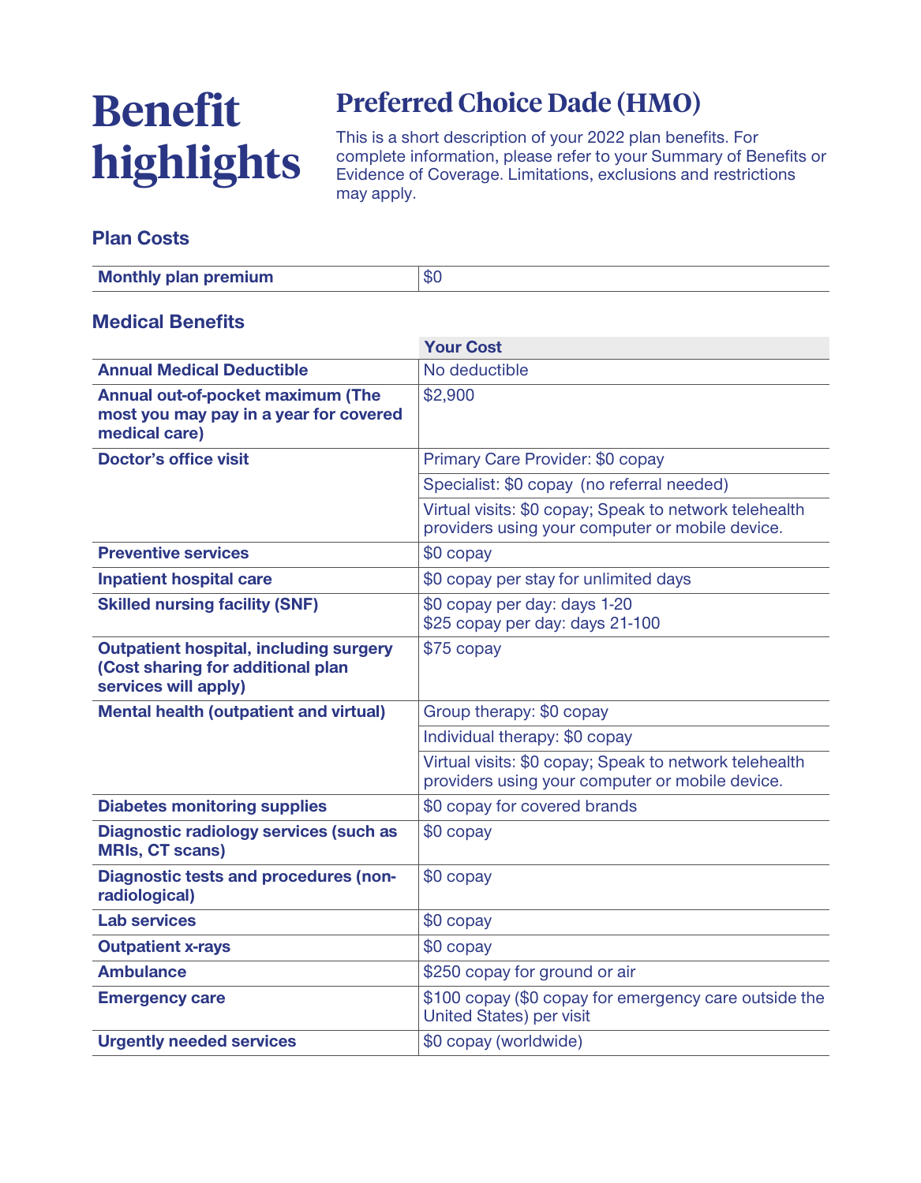# Benefit highlights

## Preferred Choice Dade (HMO)

This is a short description of your 2022 plan benefits. For complete information, please refer to your Summary of Benefits or Evidence of Coverage. Limitations, exclusions and restrictions may apply.

### Plan Costs

| | |
|---|---|
| **Monthly plan premium** | $0 |

### Medical Benefits

| | Your Cost |
|---|---|
| **Annual Medical Deductible** | No deductible |
| **Annual out-of-pocket maximum (The most you may pay in a year for covered medical care)** | $2,900 |
| **Doctor's office visit** | Primary Care Provider: $0 copay |
| | Specialist: $0 copay (no referral needed) |
| | Virtual visits: $0 copay; Speak to network telehealth providers using your computer or mobile device. |
| **Preventive services** | $0 copay |
| **Inpatient hospital care** | $0 copay per stay for unlimited days |
| **Skilled nursing facility (SNF)** | $0 copay per day: days 1-20<br>$25 copay per day: days 21-100 |
| **Outpatient hospital, including surgery (Cost sharing for additional plan services will apply)** | $75 copay |
| **Mental health (outpatient and virtual)** | Group therapy: $0 copay |
| | Individual therapy: $0 copay |
| | Virtual visits: $0 copay; Speak to network telehealth providers using your computer or mobile device. |
| **Diabetes monitoring supplies** | $0 copay for covered brands |
| **Diagnostic radiology services (such as MRIs, CT scans)** | $0 copay |
| **Diagnostic tests and procedures (non-radiological)** | $0 copay |
| **Lab services** | $0 copay |
| **Outpatient x-rays** | $0 copay |
| **Ambulance** | $250 copay for ground or air |
| **Emergency care** | $100 copay ($0 copay for emergency care outside the United States) per visit |
| **Urgently needed services** | $0 copay (worldwide) |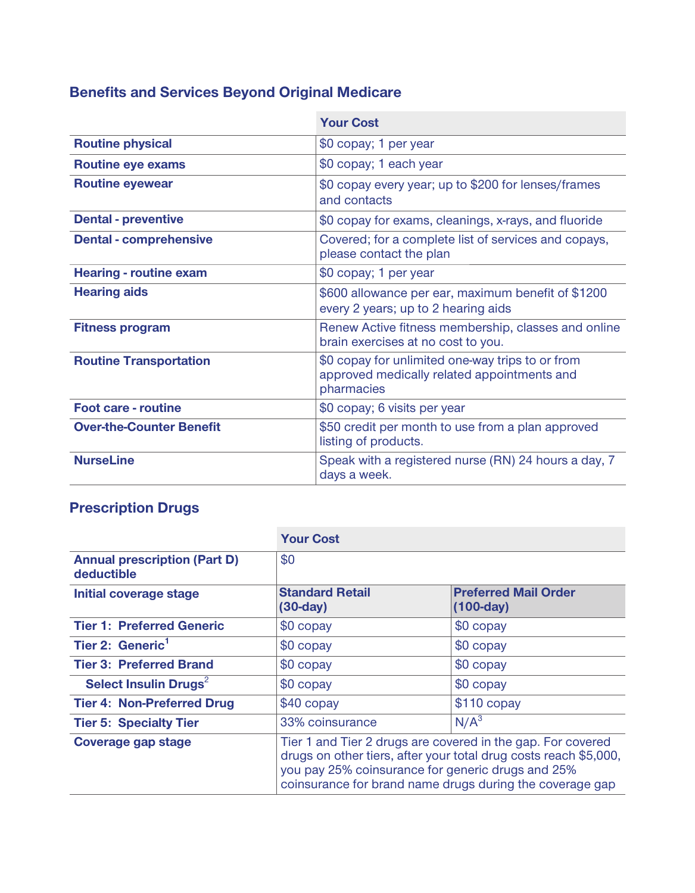## Benefits and Services Beyond Original Medicare

| | Your Cost |
|---|---|
| **Routine physical** | $0 copay; 1 per year |
| **Routine eye exams** | $0 copay; 1 each year |
| **Routine eyewear** | $0 copay every year; up to $200 for lenses/frames and contacts |
| **Dental - preventive** | $0 copay for exams, cleanings, x-rays, and fluoride |
| **Dental - comprehensive** | Covered; for a complete list of services and copays, please contact the plan |
| **Hearing - routine exam** | $0 copay; 1 per year |
| **Hearing aids** | $600 allowance per ear, maximum benefit of $1200 every 2 years; up to 2 hearing aids |
| **Fitness program** | Renew Active fitness membership, classes and online brain exercises at no cost to you. |
| **Routine Transportation** | $0 copay for unlimited one-way trips to or from approved medically related appointments and pharmacies |
| **Foot care - routine** | $0 copay; 6 visits per year |
| **Over-the-Counter Benefit** | $50 credit per month to use from a plan approved listing of products. |
| **NurseLine** | Speak with a registered nurse (RN) 24 hours a day, 7 days a week. |

## Prescription Drugs

| | Your Cost | |
|---|---|---|
| **Annual prescription (Part D) deductible** | $0 | |
| **Initial coverage stage** | **Standard Retail (30-day)** | **Preferred Mail Order (100-day)** |
| **Tier 1: Preferred Generic** | $0 copay | $0 copay |
| **Tier 2: Generic**[1] | $0 copay | $0 copay |
| **Tier 3: Preferred Brand** | $0 copay | $0 copay |
| **Select Insulin Drugs**[2] | $0 copay | $0 copay |
| **Tier 4: Non-Preferred Drug** | $40 copay | $110 copay |
| **Tier 5: Specialty Tier** | 33% coinsurance | N/A[3] |
| **Coverage gap stage** | Tier 1 and Tier 2 drugs are covered in the gap. For covered drugs on other tiers, after your total drug costs reach $5,000, you pay 25% coinsurance for generic drugs and 25% coinsurance for brand name drugs during the coverage gap | |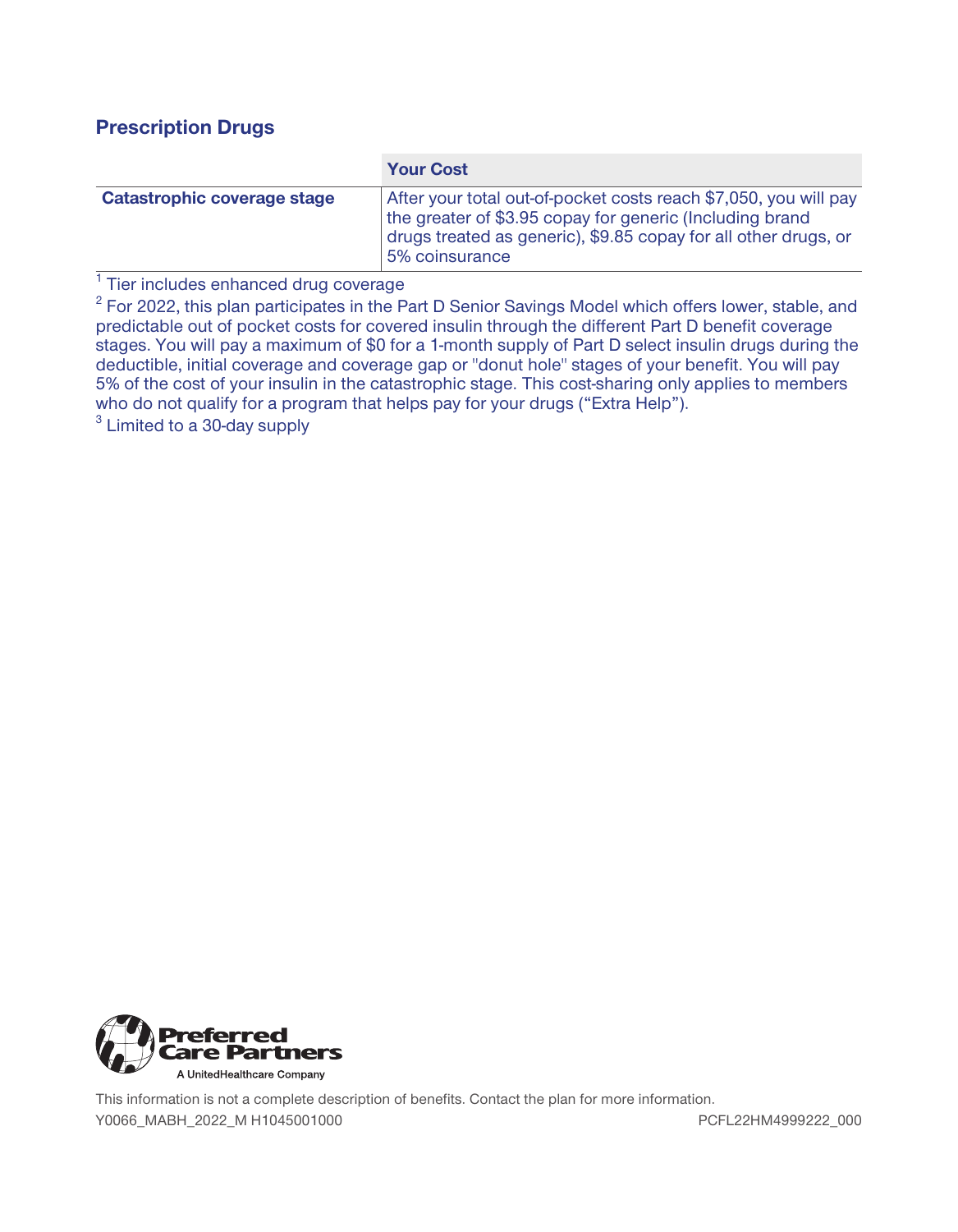## Prescription Drugs

| | Your Cost |
|---|---|
| **Catastrophic coverage stage** | After your total out-of-pocket costs reach $7,050, you will pay the greater of $3.95 copay for generic (Including brand drugs treated as generic), $9.85 copay for all other drugs, or 5% coinsurance |

[1] Tier includes enhanced drug coverage

[2] For 2022, this plan participates in the Part D Senior Savings Model which offers lower, stable, and predictable out of pocket costs for covered insulin through the different Part D benefit coverage stages. You will pay a maximum of $0 for a 1-month supply of Part D select insulin drugs during the deductible, initial coverage and coverage gap or "donut hole" stages of your benefit. You will pay 5% of the cost of your insulin in the catastrophic stage. This cost-sharing only applies to members who do not qualify for a program that helps pay for your drugs ("Extra Help").

[3] Limited to a 30-day supply

Preferred Care Partners
A UnitedHealthcare Company

This information is not a complete description of benefits. Contact the plan for more information.

Y0066_MABH_2022_M H1045001000 PCFL22HM4999222_000